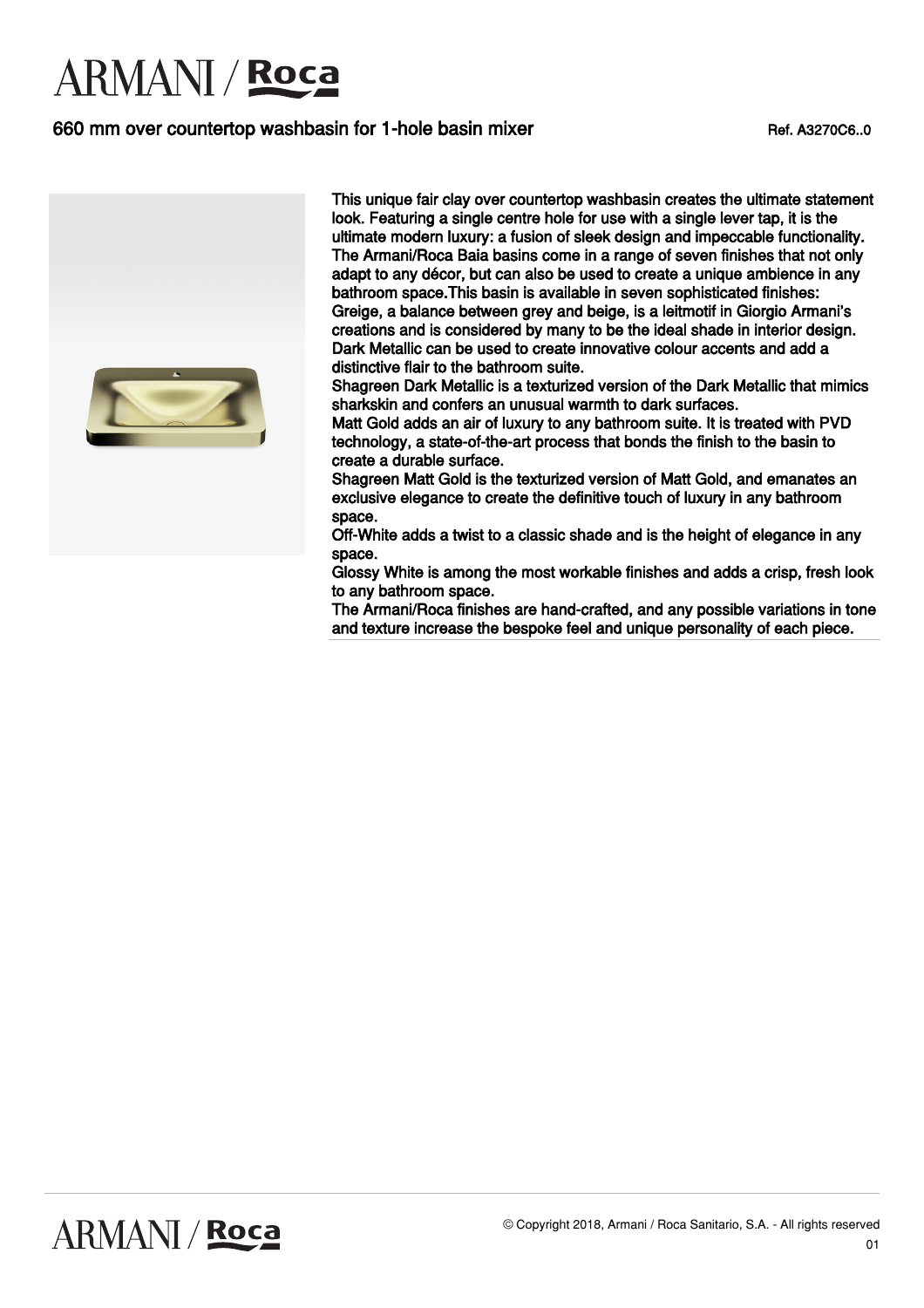# ARMANI / Roca

## 660 mm over countertop washbasin for 1-hole basin mixer

Ref. A3270C6..0

This unique fair clay over countertop washbasin creates the ultimate statement look. Featuring a single centre hole for use with a single lever tap, it is the ultimate modern luxury: a fusion of sleek design and impeccable functionality. The Armani/Roca Baia basins come in a range of seven finishes that not only adapt to any décor, but can also be used to create a unique ambience in any bathroom space.This basin is available in seven sophisticated finishes:
Greige, a balance between grey and beige, is a leitmotif in Giorgio Armani's creations and is considered by many to be the ideal shade in interior design.
Dark Metallic can be used to create innovative colour accents and add a distinctive flair to the bathroom suite.
Shagreen Dark Metallic is a texturized version of the Dark Metallic that mimics sharkskin and confers an unusual warmth to dark surfaces.
Matt Gold adds an air of luxury to any bathroom suite. It is treated with PVD technology, a state-of-the-art process that bonds the finish to the basin to create a durable surface.
Shagreen Matt Gold is the texturized version of Matt Gold, and emanates an exclusive elegance to create the definitive touch of luxury in any bathroom space.
Off-White adds a twist to a classic shade and is the height of elegance in any space.
Glossy White is among the most workable finishes and adds a crisp, fresh look to any bathroom space.
The Armani/Roca finishes are hand-crafted, and any possible variations in tone and texture increase the bespoke feel and unique personality of each piece.

© Copyright 2018, Armani / Roca Sanitario, S.A. - All rights reserved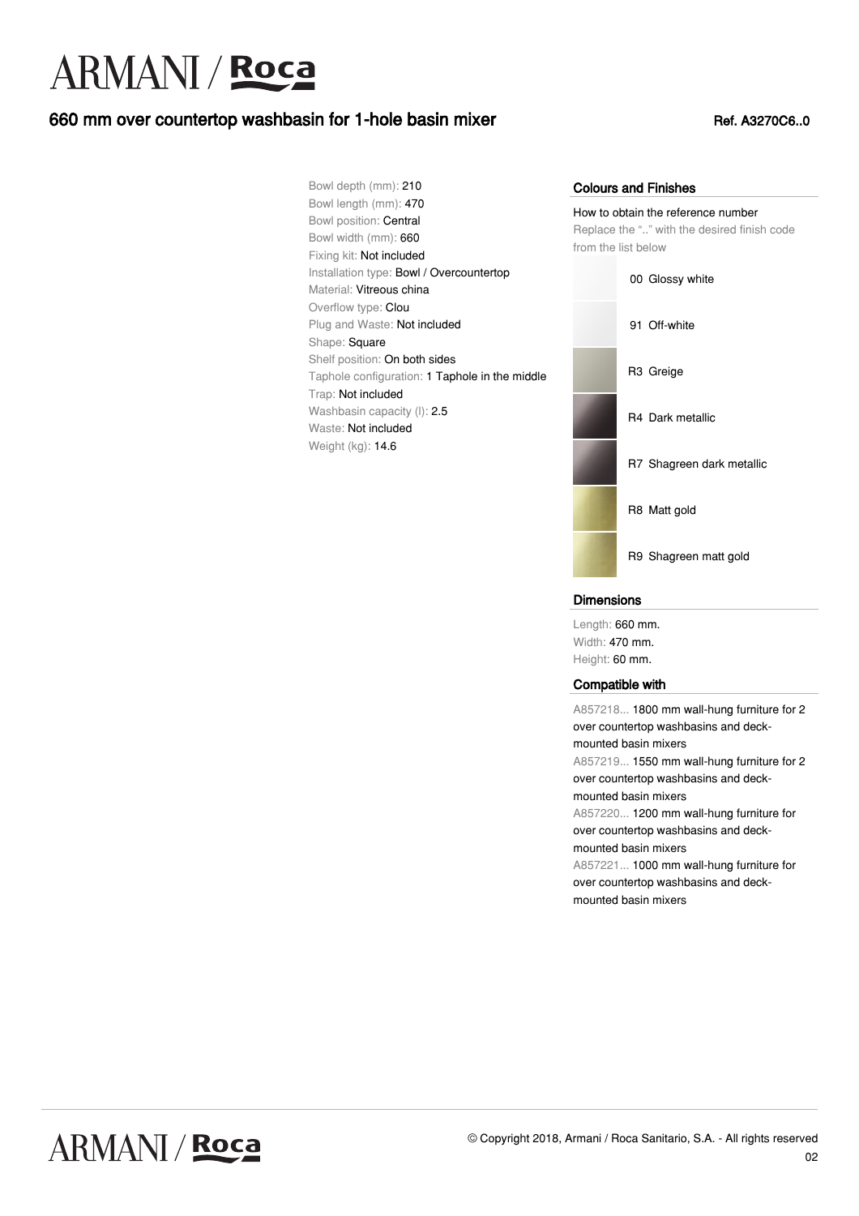# ARMANI / Roca

## 660 mm over countertop washbasin for 1-hole basin mixer

Ref. A3270C6..0

Bowl depth (mm): 210
Bowl length (mm): 470
Bowl position: Central
Bowl width (mm): 660
Fixing kit: Not included
Installation type: Bowl / Overcountertop
Material: Vitreous china
Overflow type: Clou
Plug and Waste: Not included
Shape: Square
Shelf position: On both sides
Taphole configuration: 1 Taphole in the middle
Trap: Not included
Washbasin capacity (l): 2.5
Waste: Not included
Weight (kg): 14.6

### Colours and Finishes

How to obtain the reference number
Replace the ".." with the desired finish code from the list below

- 00 Glossy white
- 91 Off-white
- R3 Greige
- R4 Dark metallic
- R7 Shagreen dark metallic
- R8 Matt gold
- R9 Shagreen matt gold

### Dimensions

Length: 660 mm.
Width: 470 mm.
Height: 60 mm.

### Compatible with

A857218... 1800 mm wall-hung furniture for 2 over countertop washbasins and deck-mounted basin mixers
A857219... 1550 mm wall-hung furniture for 2 over countertop washbasins and deck-mounted basin mixers
A857220... 1200 mm wall-hung furniture for over countertop washbasins and deck-mounted basin mixers
A857221... 1000 mm wall-hung furniture for over countertop washbasins and deck-mounted basin mixers

© Copyright 2018, Armani / Roca Sanitario, S.A. - All rights reserved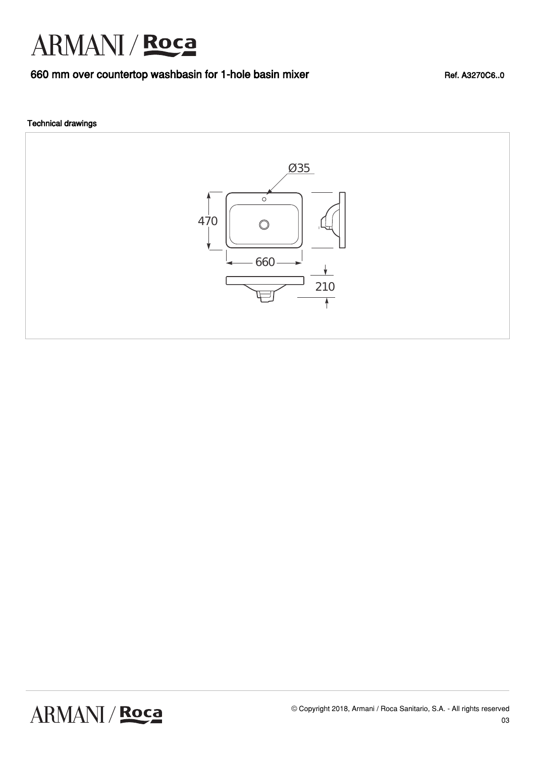# 660 mm over countertop washbasin for 1-hole basin mixer

Ref. A3270C6..0

### Technical drawings

Ø35

470

660

210

© Copyright 2018, Armani / Roca Sanitario, S.A. - All rights reserved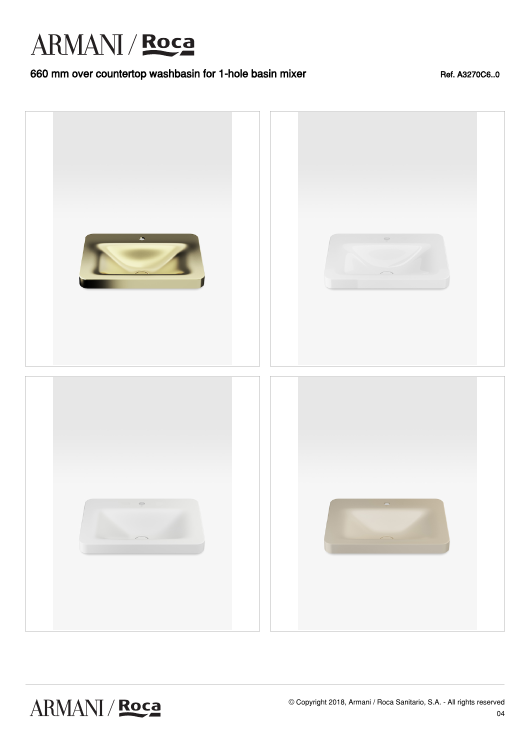# 660 mm over countertop washbasin for 1-hole basin mixer

Ref. A3270C6..0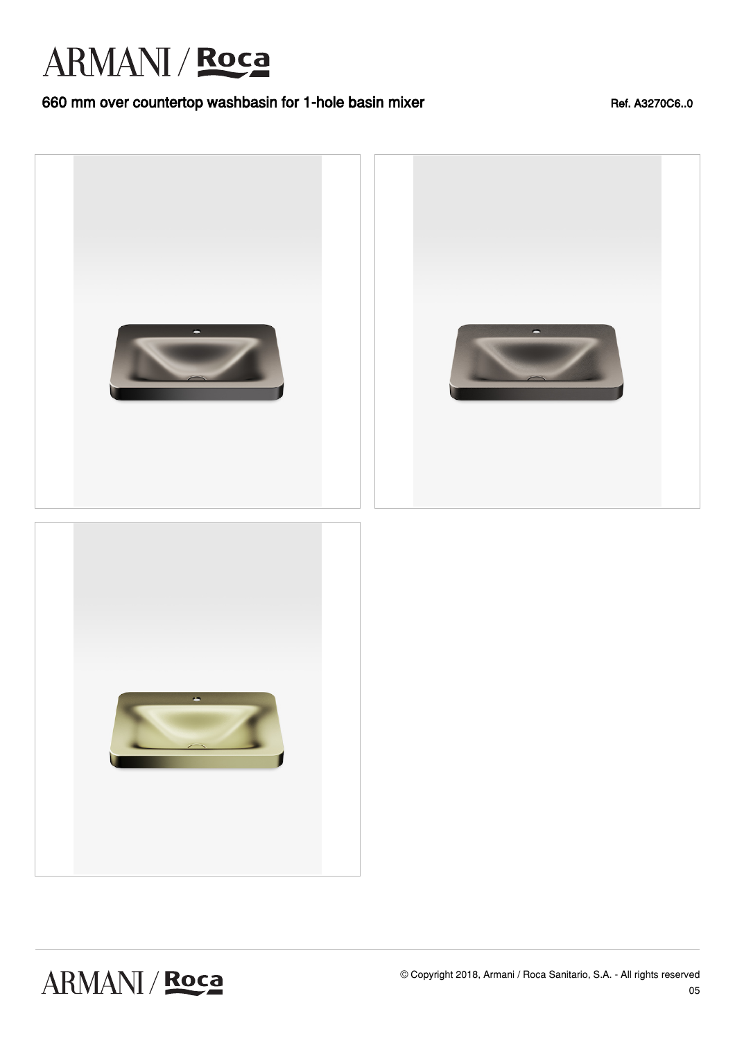# 660 mm over countertop washbasin for 1-hole basin mixer

Ref. A3270C6..0

© Copyright 2018, Armani / Roca Sanitario, S.A. - All rights reserved